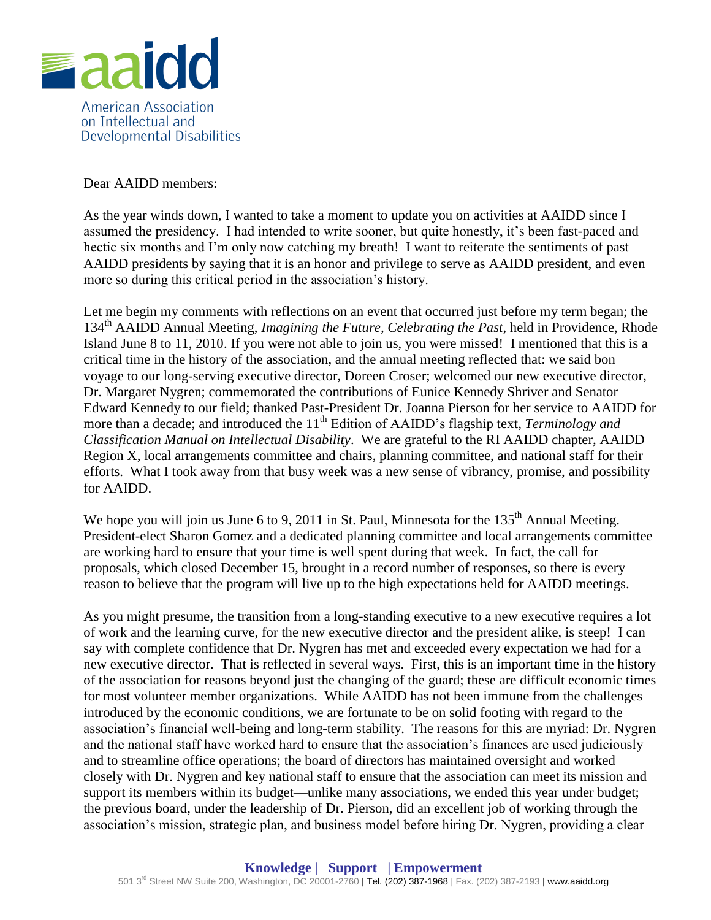aaidd

American Association on Intellectual and Developmental Disabilities

Dear AAIDD members:

As the year winds down, I wanted to take a moment to update you on activities at AAIDD since I assumed the presidency. I had intended to write sooner, but quite honestly, it's been fast-paced and hectic six months and I'm only now catching my breath! I want to reiterate the sentiments of past AAIDD presidents by saying that it is an honor and privilege to serve as AAIDD president, and even more so during this critical period in the association's history.

Let me begin my comments with reflections on an event that occurred just before my term began; the 134th AAIDD Annual Meeting, *Imagining the Future, Celebrating the Past*, held in Providence, Rhode Island June 8 to 11, 2010. If you were not able to join us, you were missed! I mentioned that this is a critical time in the history of the association, and the annual meeting reflected that: we said bon voyage to our long-serving executive director, Doreen Croser; welcomed our new executive director, Dr. Margaret Nygren; commemorated the contributions of Eunice Kennedy Shriver and Senator Edward Kennedy to our field; thanked Past-President Dr. Joanna Pierson for her service to AAIDD for more than a decade; and introduced the 11th Edition of AAIDD's flagship text, *Terminology and Classification Manual on Intellectual Disability*. We are grateful to the RI AAIDD chapter, AAIDD Region X, local arrangements committee and chairs, planning committee, and national staff for their efforts. What I took away from that busy week was a new sense of vibrancy, promise, and possibility for AAIDD.

We hope you will join us June 6 to 9, 2011 in St. Paul, Minnesota for the 135th Annual Meeting. President-elect Sharon Gomez and a dedicated planning committee and local arrangements committee are working hard to ensure that your time is well spent during that week. In fact, the call for proposals, which closed December 15, brought in a record number of responses, so there is every reason to believe that the program will live up to the high expectations held for AAIDD meetings.

As you might presume, the transition from a long-standing executive to a new executive requires a lot of work and the learning curve, for the new executive director and the president alike, is steep! I can say with complete confidence that Dr. Nygren has met and exceeded every expectation we had for a new executive director. That is reflected in several ways. First, this is an important time in the history of the association for reasons beyond just the changing of the guard; these are difficult economic times for most volunteer member organizations. While AAIDD has not been immune from the challenges introduced by the economic conditions, we are fortunate to be on solid footing with regard to the association's financial well-being and long-term stability. The reasons for this are myriad: Dr. Nygren and the national staff have worked hard to ensure that the association's finances are used judiciously and to streamline office operations; the board of directors has maintained oversight and worked closely with Dr. Nygren and key national staff to ensure that the association can meet its mission and support its members within its budget—unlike many associations, we ended this year under budget; the previous board, under the leadership of Dr. Pierson, did an excellent job of working through the association's mission, strategic plan, and business model before hiring Dr. Nygren, providing a clear

**Knowledge | Support | Empowerment**

501 3rd Street NW Suite 200, Washington, DC 20001-2760 | Tel. (202) 387-1968 | Fax. (202) 387-2193 | www.aaidd.org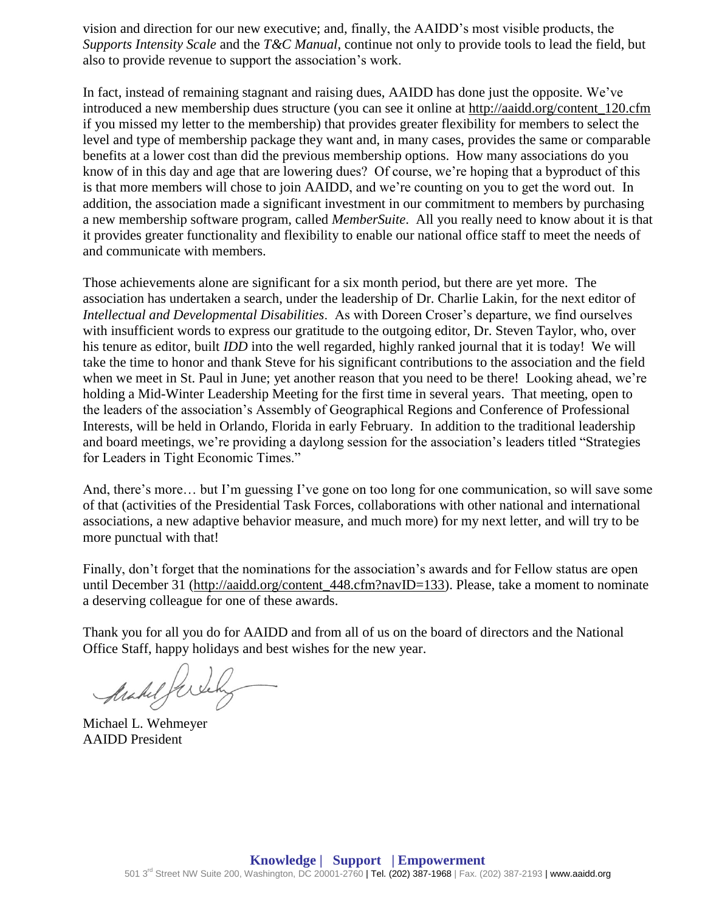vision and direction for our new executive; and, finally, the AAIDD's most visible products, the *Supports Intensity Scale* and the *T&C Manual*, continue not only to provide tools to lead the field, but also to provide revenue to support the association's work.

In fact, instead of remaining stagnant and raising dues, AAIDD has done just the opposite. We've introduced a new membership dues structure (you can see it online at http://aaidd.org/content_120.cfm if you missed my letter to the membership) that provides greater flexibility for members to select the level and type of membership package they want and, in many cases, provides the same or comparable benefits at a lower cost than did the previous membership options. How many associations do you know of in this day and age that are lowering dues? Of course, we're hoping that a byproduct of this is that more members will chose to join AAIDD, and we're counting on you to get the word out. In addition, the association made a significant investment in our commitment to members by purchasing a new membership software program, called *MemberSuite*. All you really need to know about it is that it provides greater functionality and flexibility to enable our national office staff to meet the needs of and communicate with members.

Those achievements alone are significant for a six month period, but there are yet more. The association has undertaken a search, under the leadership of Dr. Charlie Lakin, for the next editor of *Intellectual and Developmental Disabilities*. As with Doreen Croser's departure, we find ourselves with insufficient words to express our gratitude to the outgoing editor, Dr. Steven Taylor, who, over his tenure as editor, built *IDD* into the well regarded, highly ranked journal that it is today! We will take the time to honor and thank Steve for his significant contributions to the association and the field when we meet in St. Paul in June; yet another reason that you need to be there! Looking ahead, we're holding a Mid-Winter Leadership Meeting for the first time in several years. That meeting, open to the leaders of the association's Assembly of Geographical Regions and Conference of Professional Interests, will be held in Orlando, Florida in early February. In addition to the traditional leadership and board meetings, we're providing a daylong session for the association's leaders titled "Strategies for Leaders in Tight Economic Times."

And, there's more… but I'm guessing I've gone on too long for one communication, so will save some of that (activities of the Presidential Task Forces, collaborations with other national and international associations, a new adaptive behavior measure, and much more) for my next letter, and will try to be more punctual with that!

Finally, don't forget that the nominations for the association's awards and for Fellow status are open until December 31 (http://aaidd.org/content_448.cfm?navID=133). Please, take a moment to nominate a deserving colleague for one of these awards.

Thank you for all you do for AAIDD and from all of us on the board of directors and the National Office Staff, happy holidays and best wishes for the new year.

Michael L. Wehmeyer
AAIDD President

**Knowledge | Support | Empowerment**

501 3rd Street NW Suite 200, Washington, DC 20001-2760 | Tel. (202) 387-1968 | Fax. (202) 387-2193 | www.aaidd.org